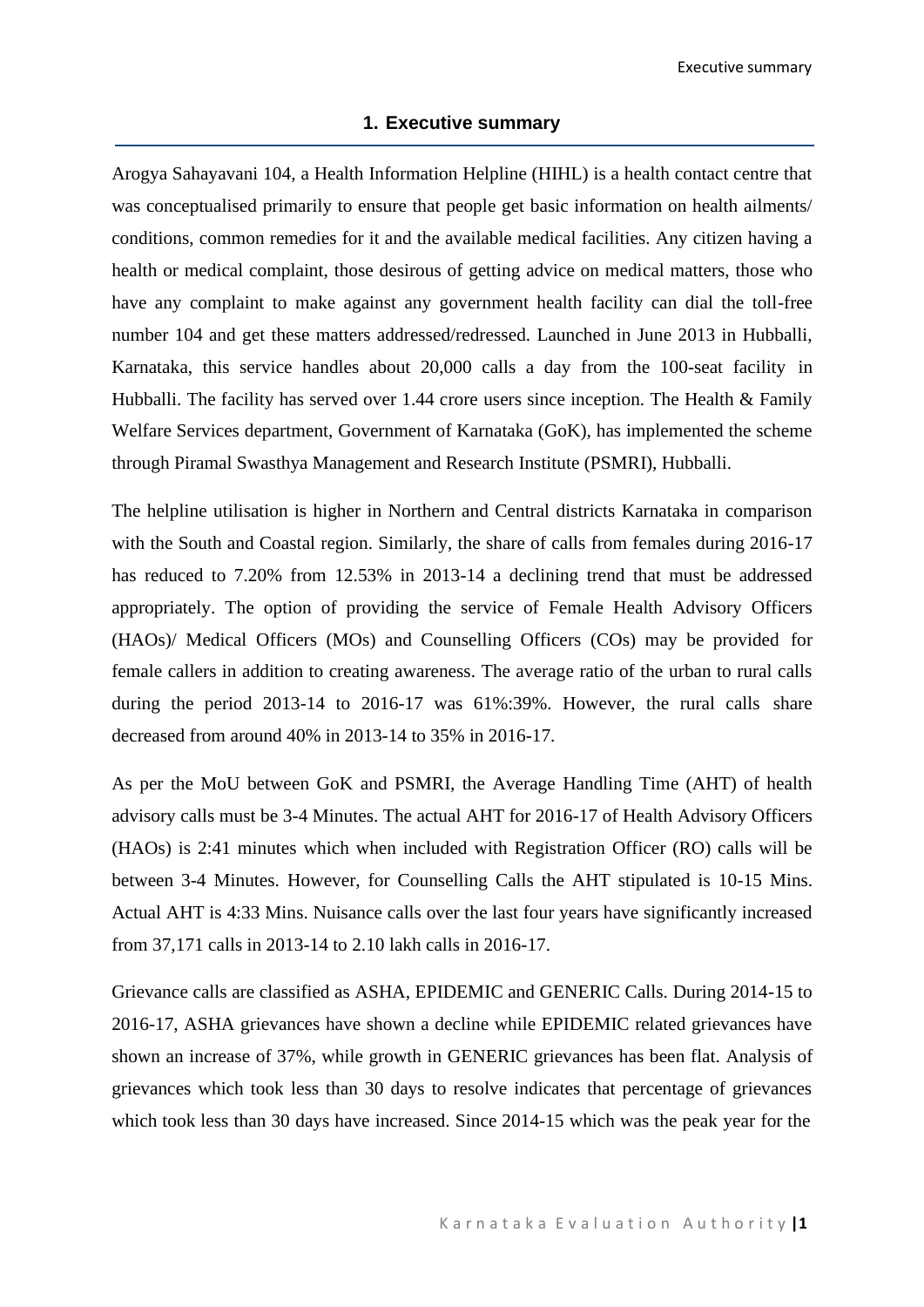# 1. Executive summary

Arogya Sahayavani 104, a Health Information Helpline (HIHL) is a health contact centre that was conceptualised primarily to ensure that people get basic information on health ailments/ conditions, common remedies for it and the available medical facilities. Any citizen having a health or medical complaint, those desirous of getting advice on medical matters, those who have any complaint to make against any government health facility can dial the toll-free number 104 and get these matters addressed/redressed. Launched in June 2013 in Hubballi, Karnataka, this service handles about 20,000 calls a day from the 100-seat facility in Hubballi. The facility has served over 1.44 crore users since inception. The Health & Family Welfare Services department, Government of Karnataka (GoK), has implemented the scheme through Piramal Swasthya Management and Research Institute (PSMRI), Hubballi.

The helpline utilisation is higher in Northern and Central districts Karnataka in comparison with the South and Coastal region. Similarly, the share of calls from females during 2016-17 has reduced to 7.20% from 12.53% in 2013-14 a declining trend that must be addressed appropriately. The option of providing the service of Female Health Advisory Officers (HAOs)/ Medical Officers (MOs) and Counselling Officers (COs) may be provided for female callers in addition to creating awareness. The average ratio of the urban to rural calls during the period 2013-14 to 2016-17 was 61%:39%. However, the rural calls share decreased from around 40% in 2013-14 to 35% in 2016-17.

As per the MoU between GoK and PSMRI, the Average Handling Time (AHT) of health advisory calls must be 3-4 Minutes. The actual AHT for 2016-17 of Health Advisory Officers (HAOs) is 2:41 minutes which when included with Registration Officer (RO) calls will be between 3-4 Minutes. However, for Counselling Calls the AHT stipulated is 10-15 Mins. Actual AHT is 4:33 Mins. Nuisance calls over the last four years have significantly increased from 37,171 calls in 2013-14 to 2.10 lakh calls in 2016-17.

Grievance calls are classified as ASHA, EPIDEMIC and GENERIC Calls. During 2014-15 to 2016-17, ASHA grievances have shown a decline while EPIDEMIC related grievances have shown an increase of 37%, while growth in GENERIC grievances has been flat. Analysis of grievances which took less than 30 days to resolve indicates that percentage of grievances which took less than 30 days have increased. Since 2014-15 which was the peak year for the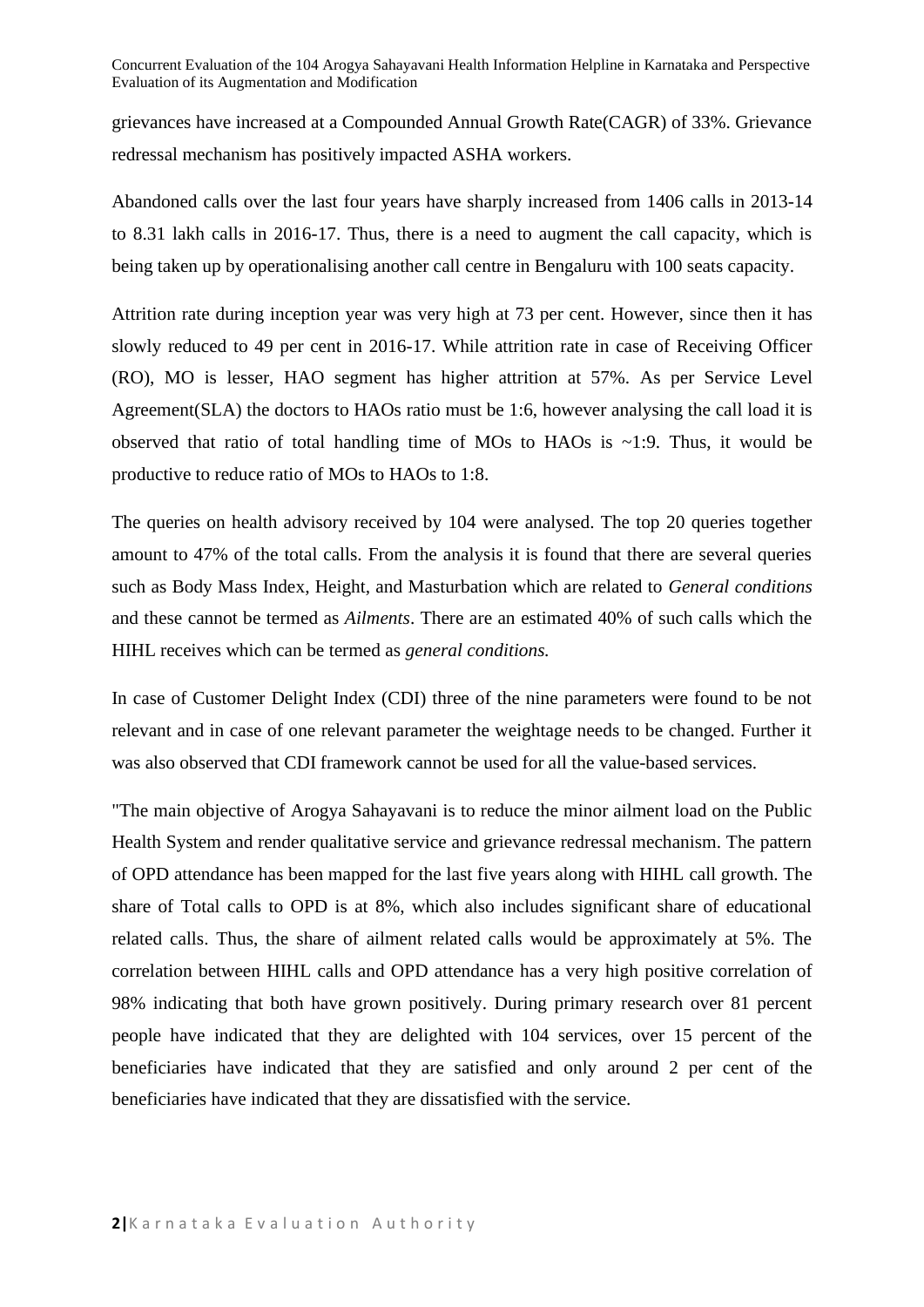grievances have increased at a Compounded Annual Growth Rate(CAGR) of 33%. Grievance redressal mechanism has positively impacted ASHA workers.

Abandoned calls over the last four years have sharply increased from 1406 calls in 2013-14 to 8.31 lakh calls in 2016-17. Thus, there is a need to augment the call capacity, which is being taken up by operationalising another call centre in Bengaluru with 100 seats capacity.

Attrition rate during inception year was very high at 73 per cent. However, since then it has slowly reduced to 49 per cent in 2016-17. While attrition rate in case of Receiving Officer (RO), MO is lesser, HAO segment has higher attrition at 57%. As per Service Level Agreement(SLA) the doctors to HAOs ratio must be 1:6, however analysing the call load it is observed that ratio of total handling time of MOs to HAOs is ~1:9. Thus, it would be productive to reduce ratio of MOs to HAOs to 1:8.

The queries on health advisory received by 104 were analysed. The top 20 queries together amount to 47% of the total calls. From the analysis it is found that there are several queries such as Body Mass Index, Height, and Masturbation which are related to *General conditions* and these cannot be termed as *Ailments*. There are an estimated 40% of such calls which the HIHL receives which can be termed as *general conditions.*

In case of Customer Delight Index (CDI) three of the nine parameters were found to be not relevant and in case of one relevant parameter the weightage needs to be changed. Further it was also observed that CDI framework cannot be used for all the value-based services.

"The main objective of Arogya Sahayavani is to reduce the minor ailment load on the Public Health System and render qualitative service and grievance redressal mechanism. The pattern of OPD attendance has been mapped for the last five years along with HIHL call growth. The share of Total calls to OPD is at 8%, which also includes significant share of educational related calls. Thus, the share of ailment related calls would be approximately at 5%. The correlation between HIHL calls and OPD attendance has a very high positive correlation of 98% indicating that both have grown positively. During primary research over 81 percent people have indicated that they are delighted with 104 services, over 15 percent of the beneficiaries have indicated that they are satisfied and only around 2 per cent of the beneficiaries have indicated that they are dissatisfied with the service.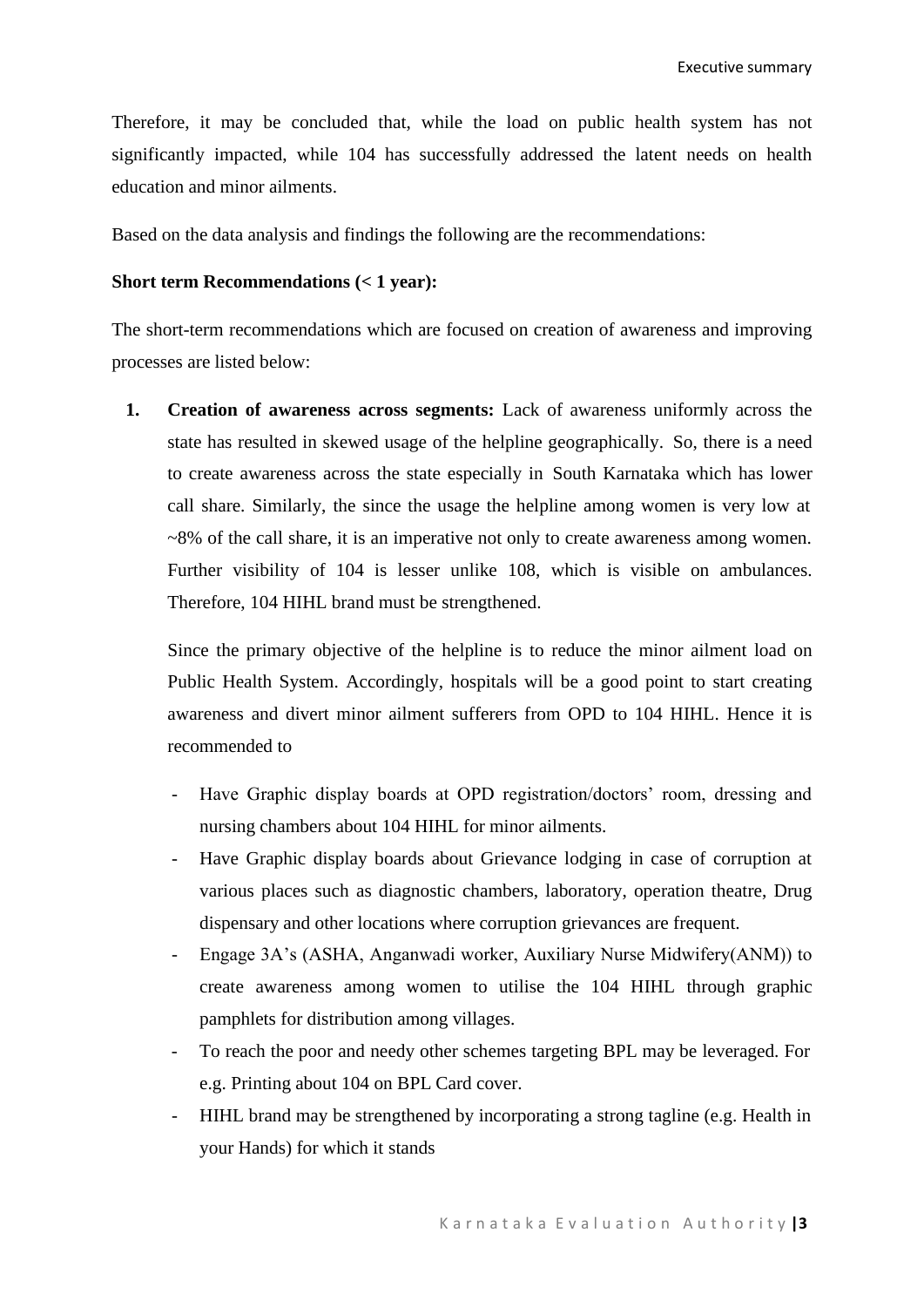Therefore, it may be concluded that, while the load on public health system has not significantly impacted, while 104 has successfully addressed the latent needs on health education and minor ailments.

Based on the data analysis and findings the following are the recommendations:

**Short term Recommendations (< 1 year):**

The short-term recommendations which are focused on creation of awareness and improving processes are listed below:

1. **Creation of awareness across segments:** Lack of awareness uniformly across the state has resulted in skewed usage of the helpline geographically. So, there is a need to create awareness across the state especially in South Karnataka which has lower call share. Similarly, the since the usage the helpline among women is very low at ~8% of the call share, it is an imperative not only to create awareness among women. Further visibility of 104 is lesser unlike 108, which is visible on ambulances. Therefore, 104 HIHL brand must be strengthened.

   Since the primary objective of the helpline is to reduce the minor ailment load on Public Health System. Accordingly, hospitals will be a good point to start creating awareness and divert minor ailment sufferers from OPD to 104 HIHL. Hence it is recommended to

   - Have Graphic display boards at OPD registration/doctors' room, dressing and nursing chambers about 104 HIHL for minor ailments.
   - Have Graphic display boards about Grievance lodging in case of corruption at various places such as diagnostic chambers, laboratory, operation theatre, Drug dispensary and other locations where corruption grievances are frequent.
   - Engage 3A's (ASHA, Anganwadi worker, Auxiliary Nurse Midwifery(ANM)) to create awareness among women to utilise the 104 HIHL through graphic pamphlets for distribution among villages.
   - To reach the poor and needy other schemes targeting BPL may be leveraged. For e.g. Printing about 104 on BPL Card cover.
   - HIHL brand may be strengthened by incorporating a strong tagline (e.g. Health in your Hands) for which it stands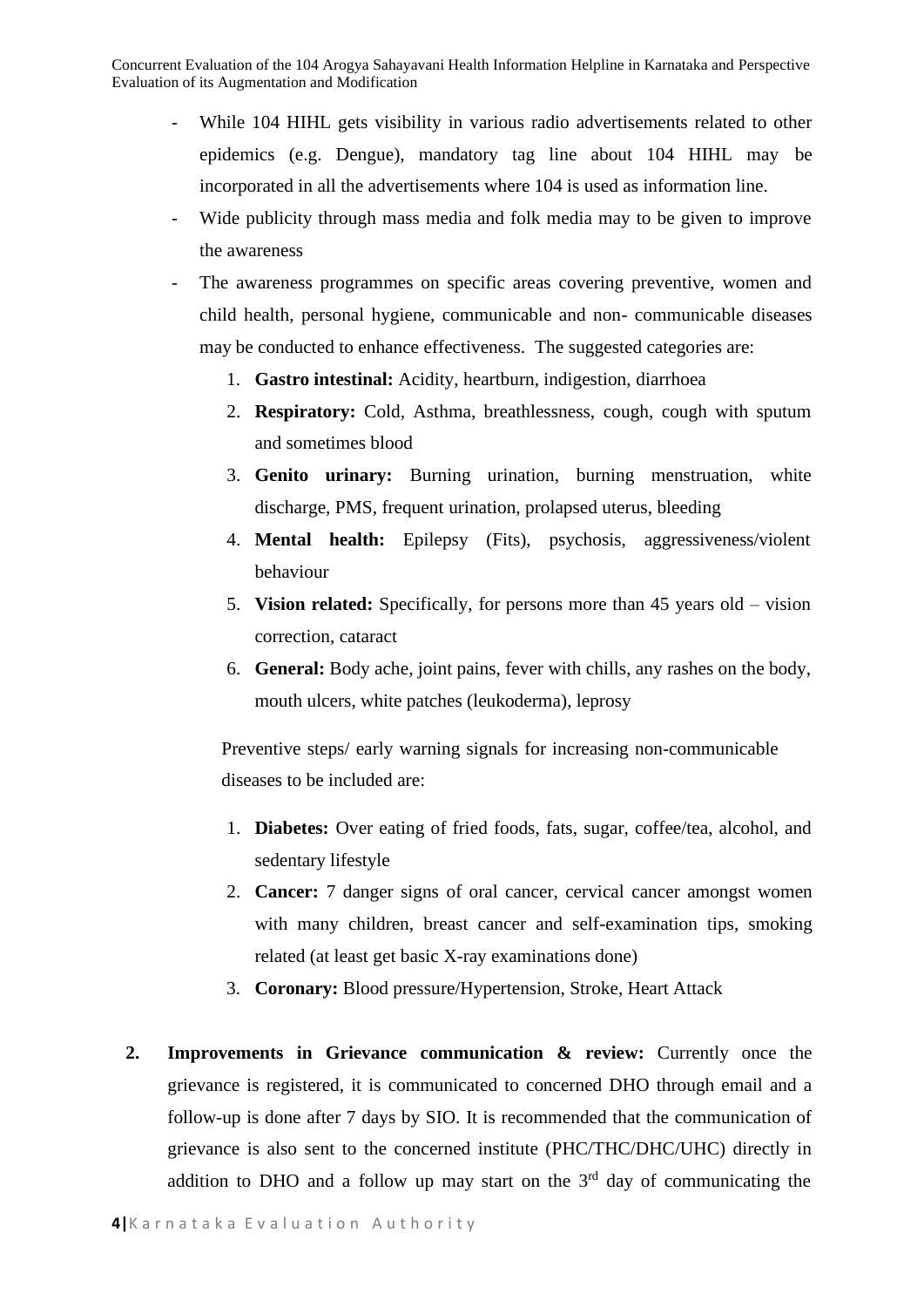- While 104 HIHL gets visibility in various radio advertisements related to other epidemics (e.g. Dengue), mandatory tag line about 104 HIHL may be incorporated in all the advertisements where 104 is used as information line.
- Wide publicity through mass media and folk media may to be given to improve the awareness
- The awareness programmes on specific areas covering preventive, women and child health, personal hygiene, communicable and non- communicable diseases may be conducted to enhance effectiveness. The suggested categories are:
    1. **Gastro intestinal:** Acidity, heartburn, indigestion, diarrhoea
    2. **Respiratory:** Cold, Asthma, breathlessness, cough, cough with sputum and sometimes blood
    3. **Genito urinary:** Burning urination, burning menstruation, white discharge, PMS, frequent urination, prolapsed uterus, bleeding
    4. **Mental health:** Epilepsy (Fits), psychosis, aggressiveness/violent behaviour
    5. **Vision related:** Specifically, for persons more than 45 years old – vision correction, cataract
    6. **General:** Body ache, joint pains, fever with chills, any rashes on the body, mouth ulcers, white patches (leukoderma), leprosy

    Preventive steps/ early warning signals for increasing non-communicable diseases to be included are:

    1. **Diabetes:** Over eating of fried foods, fats, sugar, coffee/tea, alcohol, and sedentary lifestyle
    2. **Cancer:** 7 danger signs of oral cancer, cervical cancer amongst women with many children, breast cancer and self-examination tips, smoking related (at least get basic X-ray examinations done)
    3. **Coronary:** Blood pressure/Hypertension, Stroke, Heart Attack

2. **Improvements in Grievance communication & review:** Currently once the grievance is registered, it is communicated to concerned DHO through email and a follow-up is done after 7 days by SIO. It is recommended that the communication of grievance is also sent to the concerned institute (PHC/THC/DHC/UHC) directly in addition to DHO and a follow up may start on the 3rd day of communicating the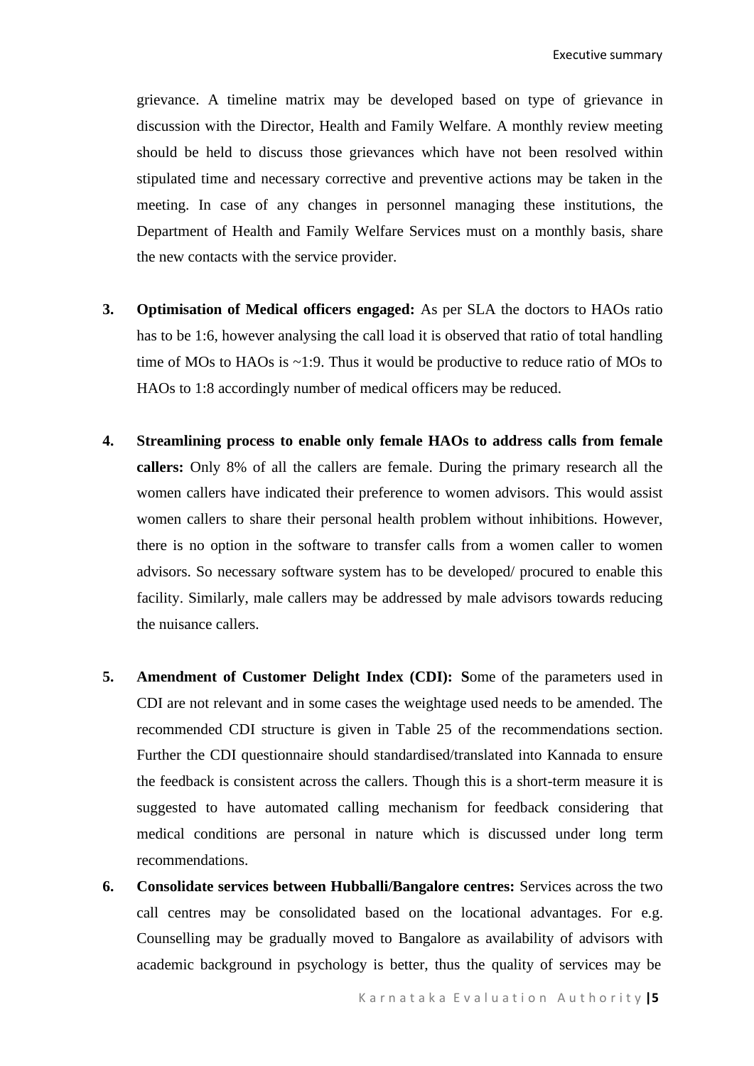grievance. A timeline matrix may be developed based on type of grievance in discussion with the Director, Health and Family Welfare. A monthly review meeting should be held to discuss those grievances which have not been resolved within stipulated time and necessary corrective and preventive actions may be taken in the meeting. In case of any changes in personnel managing these institutions, the Department of Health and Family Welfare Services must on a monthly basis, share the new contacts with the service provider.

3. **Optimisation of Medical officers engaged:** As per SLA the doctors to HAOs ratio has to be 1:6, however analysing the call load it is observed that ratio of total handling time of MOs to HAOs is ~1:9. Thus it would be productive to reduce ratio of MOs to HAOs to 1:8 accordingly number of medical officers may be reduced.

4. **Streamlining process to enable only female HAOs to address calls from female callers:** Only 8% of all the callers are female. During the primary research all the women callers have indicated their preference to women advisors. This would assist women callers to share their personal health problem without inhibitions. However, there is no option in the software to transfer calls from a women caller to women advisors. So necessary software system has to be developed/ procured to enable this facility. Similarly, male callers may be addressed by male advisors towards reducing the nuisance callers.

5. **Amendment of Customer Delight Index (CDI): S**ome of the parameters used in CDI are not relevant and in some cases the weightage used needs to be amended. The recommended CDI structure is given in Table 25 of the recommendations section. Further the CDI questionnaire should standardised/translated into Kannada to ensure the feedback is consistent across the callers. Though this is a short-term measure it is suggested to have automated calling mechanism for feedback considering that medical conditions are personal in nature which is discussed under long term recommendations.

6. **Consolidate services between Hubballi/Bangalore centres:** Services across the two call centres may be consolidated based on the locational advantages. For e.g. Counselling may be gradually moved to Bangalore as availability of advisors with academic background in psychology is better, thus the quality of services may be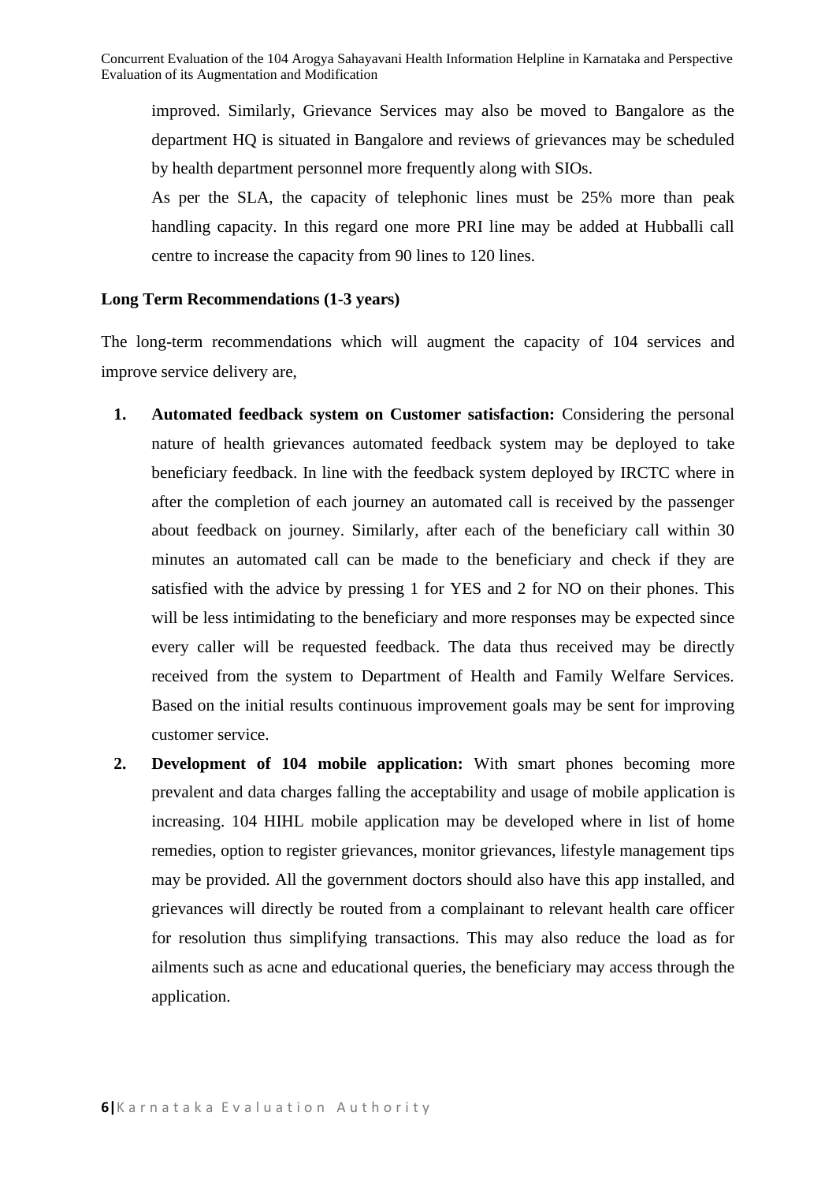improved. Similarly, Grievance Services may also be moved to Bangalore as the department HQ is situated in Bangalore and reviews of grievances may be scheduled by health department personnel more frequently along with SIOs.

As per the SLA, the capacity of telephonic lines must be 25% more than peak handling capacity. In this regard one more PRI line may be added at Hubballi call centre to increase the capacity from 90 lines to 120 lines.

**Long Term Recommendations (1-3 years)**

The long-term recommendations which will augment the capacity of 104 services and improve service delivery are,

1. **Automated feedback system on Customer satisfaction:** Considering the personal nature of health grievances automated feedback system may be deployed to take beneficiary feedback. In line with the feedback system deployed by IRCTC where in after the completion of each journey an automated call is received by the passenger about feedback on journey. Similarly, after each of the beneficiary call within 30 minutes an automated call can be made to the beneficiary and check if they are satisfied with the advice by pressing 1 for YES and 2 for NO on their phones. This will be less intimidating to the beneficiary and more responses may be expected since every caller will be requested feedback. The data thus received may be directly received from the system to Department of Health and Family Welfare Services. Based on the initial results continuous improvement goals may be sent for improving customer service.
2. **Development of 104 mobile application:** With smart phones becoming more prevalent and data charges falling the acceptability and usage of mobile application is increasing. 104 HIHL mobile application may be developed where in list of home remedies, option to register grievances, monitor grievances, lifestyle management tips may be provided. All the government doctors should also have this app installed, and grievances will directly be routed from a complainant to relevant health care officer for resolution thus simplifying transactions. This may also reduce the load as for ailments such as acne and educational queries, the beneficiary may access through the application.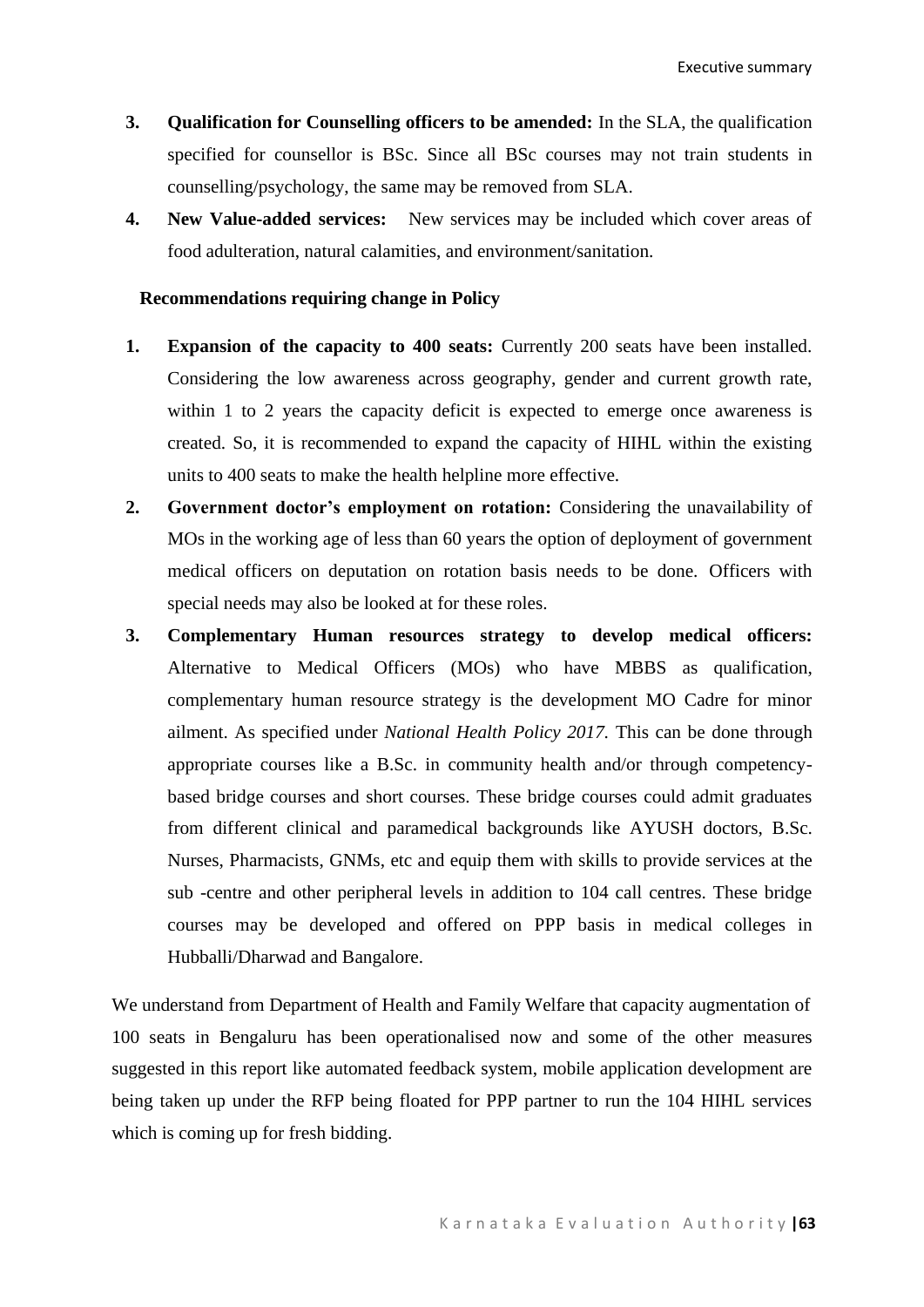3. **Qualification for Counselling officers to be amended:** In the SLA, the qualification specified for counsellor is BSc. Since all BSc courses may not train students in counselling/psychology, the same may be removed from SLA.
4. **New Value-added services:** New services may be included which cover areas of food adulteration, natural calamities, and environment/sanitation.

**Recommendations requiring change in Policy**

1. **Expansion of the capacity to 400 seats:** Currently 200 seats have been installed. Considering the low awareness across geography, gender and current growth rate, within 1 to 2 years the capacity deficit is expected to emerge once awareness is created. So, it is recommended to expand the capacity of HIHL within the existing units to 400 seats to make the health helpline more effective.
2. **Government doctor's employment on rotation:** Considering the unavailability of MOs in the working age of less than 60 years the option of deployment of government medical officers on deputation on rotation basis needs to be done. Officers with special needs may also be looked at for these roles.
3. **Complementary Human resources strategy to develop medical officers:** Alternative to Medical Officers (MOs) who have MBBS as qualification, complementary human resource strategy is the development MO Cadre for minor ailment. As specified under *National Health Policy 2017.* This can be done through appropriate courses like a B.Sc. in community health and/or through competency-based bridge courses and short courses. These bridge courses could admit graduates from different clinical and paramedical backgrounds like AYUSH doctors, B.Sc. Nurses, Pharmacists, GNMs, etc and equip them with skills to provide services at the sub -centre and other peripheral levels in addition to 104 call centres. These bridge courses may be developed and offered on PPP basis in medical colleges in Hubballi/Dharwad and Bangalore.

We understand from Department of Health and Family Welfare that capacity augmentation of 100 seats in Bengaluru has been operationalised now and some of the other measures suggested in this report like automated feedback system, mobile application development are being taken up under the RFP being floated for PPP partner to run the 104 HIHL services which is coming up for fresh bidding.